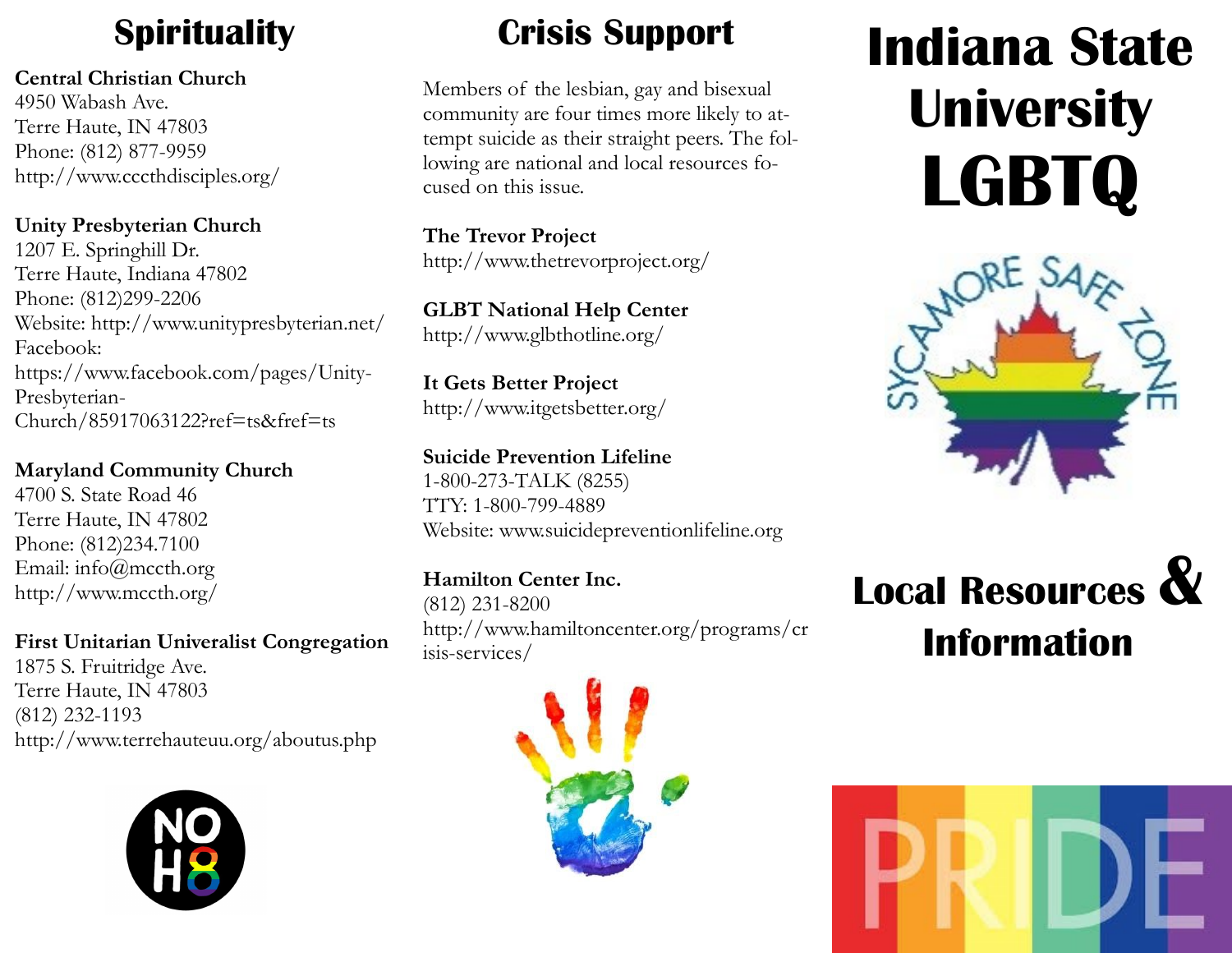# Spirituality

**Central Christian Church**
4950 Wabash Ave.
Terre Haute, IN 47803
Phone: (812) 877-9959
http://www.cccthdisciples.org/

**Unity Presbyterian Church**
1207 E. Springhill Dr.
Terre Haute, Indiana 47802
Phone: (812)299-2206
Website: http://www.unitypresbyterian.net/
Facebook:
https://www.facebook.com/pages/Unity-Presbyterian-Church/85917063122?ref=ts&fref=ts

**Maryland Community Church**
4700 S. State Road 46
Terre Haute, IN 47802
Phone: (812)234.7100
Email: info@mccth.org
http://www.mccth.org/

**First Unitarian Univeralist Congregation**
1875 S. Fruitridge Ave.
Terre Haute, IN 47803
(812) 232-1193
http://www.terrehauteuu.org/aboutus.php

NO H8

# Crisis Support

Members of the lesbian, gay and bisexual community are four times more likely to attempt suicide as their straight peers. The following are national and local resources focused on this issue.

**The Trevor Project**
http://www.thetrevorproject.org/

**GLBT National Help Center**
http://www.glbthotline.org/

**It Gets Better Project**
http://www.itgetsbetter.org/

**Suicide Prevention Lifeline**
1-800-273-TALK (8255)
TTY: 1-800-799-4889
Website: www.suicidepreventionlifeline.org

**Hamilton Center Inc.**
(812) 231-8200
http://www.hamiltoncenter.org/programs/crisis-services/

# Indiana State University LGBTQ

SYCAMORE SAFE ZONE

## Local Resources & Information

PRIDE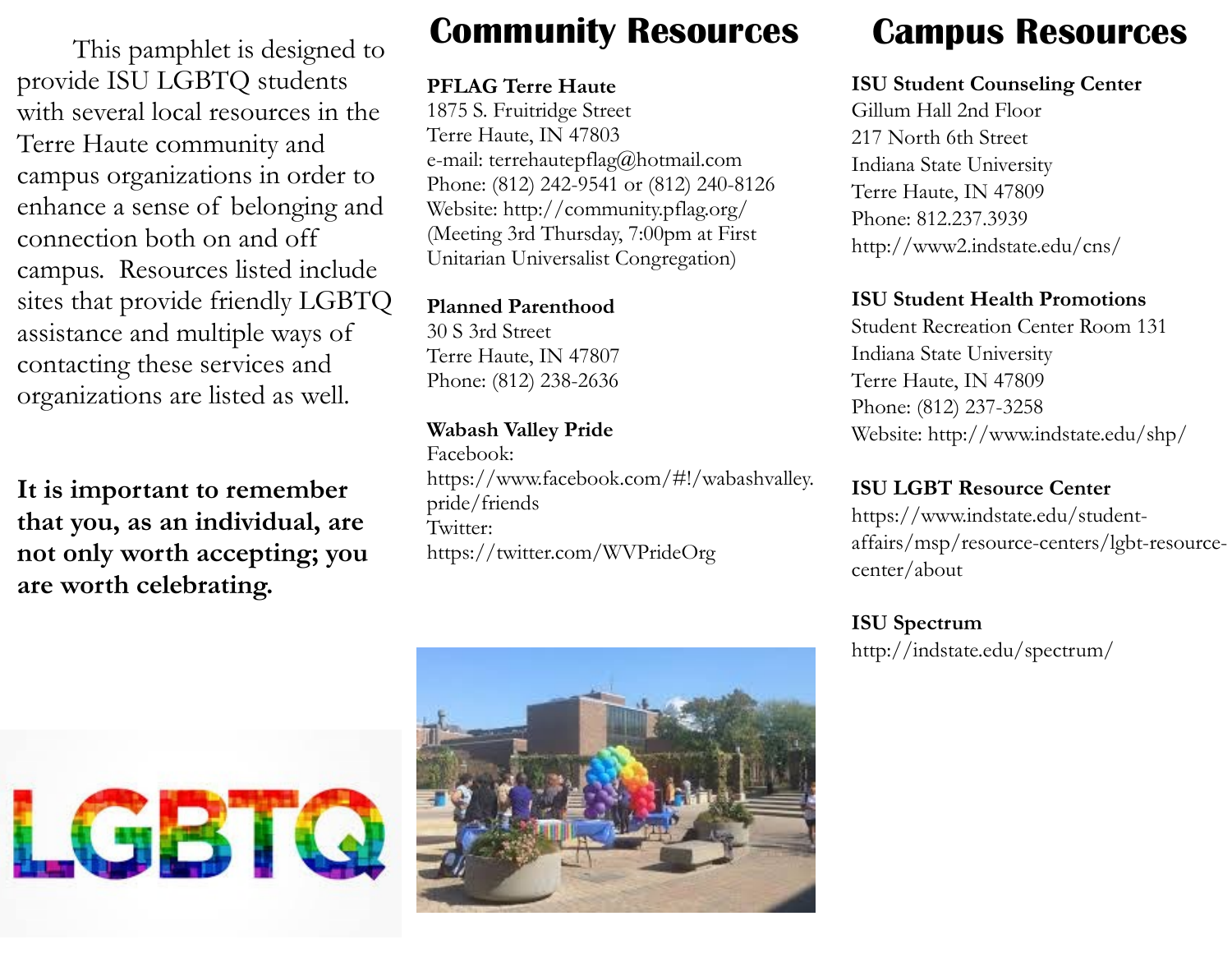This pamphlet is designed to provide ISU LGBTQ students with several local resources in the Terre Haute community and campus organizations in order to enhance a sense of belonging and connection both on and off campus. Resources listed include sites that provide friendly LGBTQ assistance and multiple ways of contacting these services and organizations are listed as well.

**It is important to remember that you, as an individual, are not only worth accepting; you are worth celebrating.**

# Community Resources

**PFLAG Terre Haute**
1875 S. Fruitridge Street
Terre Haute, IN 47803
e-mail: terrehautepflag@hotmail.com
Phone: (812) 242-9541 or (812) 240-8126
Website: http://community.pflag.org/
(Meeting 3rd Thursday, 7:00pm at First Unitarian Universalist Congregation)

**Planned Parenthood**
30 S 3rd Street
Terre Haute, IN 47807
Phone: (812) 238-2636

**Wabash Valley Pride**
Facebook:
https://www.facebook.com/#!/wabashvalley.pride/friends
Twitter:
https://twitter.com/WVPrideOrg

# Campus Resources

**ISU Student Counseling Center**
Gillum Hall 2nd Floor
217 North 6th Street
Indiana State University
Terre Haute, IN 47809
Phone: 812.237.3939
http://www2.indstate.edu/cns/

**ISU Student Health Promotions**
Student Recreation Center Room 131
Indiana State University
Terre Haute, IN 47809
Phone: (812) 237-3258
Website: http://www.indstate.edu/shp/

**ISU LGBT Resource Center**
https://www.indstate.edu/student-affairs/msp/resource-centers/lgbt-resource-center/about

**ISU Spectrum**
http://indstate.edu/spectrum/